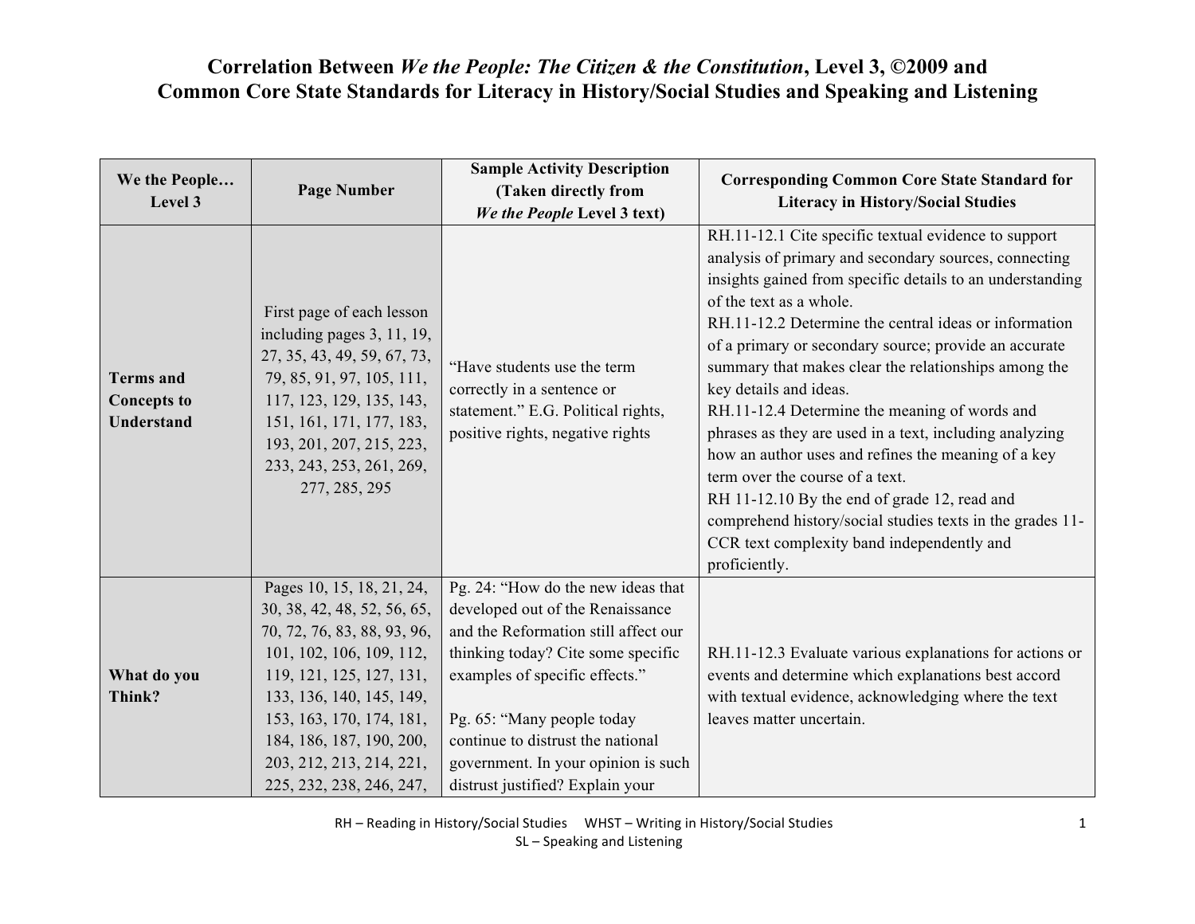# Correlation Between *We the People: The Citizen & the Constitution*, Level 3, ©2009 and Common Core State Standards for Literacy in History/Social Studies and Speaking and Listening

| We the People… Level 3 | Page Number | Sample Activity Description (Taken directly from *We the People* Level 3 text) | Corresponding Common Core State Standard for Literacy in History/Social Studies |
|---|---|---|---|
| **Terms and Concepts to Understand** | First page of each lesson including pages 3, 11, 19, 27, 35, 43, 49, 59, 67, 73, 79, 85, 91, 97, 105, 111, 117, 123, 129, 135, 143, 151, 161, 171, 177, 183, 193, 201, 207, 215, 223, 233, 243, 253, 261, 269, 277, 285, 295 | "Have students use the term correctly in a sentence or statement." E.G. Political rights, positive rights, negative rights | RH.11-12.1 Cite specific textual evidence to support analysis of primary and secondary sources, connecting insights gained from specific details to an understanding of the text as a whole.<br>RH.11-12.2 Determine the central ideas or information of a primary or secondary source; provide an accurate summary that makes clear the relationships among the key details and ideas.<br>RH.11-12.4 Determine the meaning of words and phrases as they are used in a text, including analyzing how an author uses and refines the meaning of a key term over the course of a text.<br>RH 11-12.10 By the end of grade 12, read and comprehend history/social studies texts in the grades 11-CCR text complexity band independently and proficiently. |
| **What do you Think?** | Pages 10, 15, 18, 21, 24, 30, 38, 42, 48, 52, 56, 65, 70, 72, 76, 83, 88, 93, 96, 101, 102, 106, 109, 112, 119, 121, 125, 127, 131, 133, 136, 140, 145, 149, 153, 163, 170, 174, 181, 184, 186, 187, 190, 200, 203, 212, 213, 214, 221, 225, 232, 238, 246, 247, | Pg. 24: "How do the new ideas that developed out of the Renaissance and the Reformation still affect our thinking today? Cite some specific examples of specific effects."<br><br>Pg. 65: "Many people today continue to distrust the national government. In your opinion is such distrust justified? Explain your | RH.11-12.3 Evaluate various explanations for actions or events and determine which explanations best accord with textual evidence, acknowledging where the text leaves matter uncertain. |

RH – Reading in History/Social Studies  WHST – Writing in History/Social Studies
SL – Speaking and Listening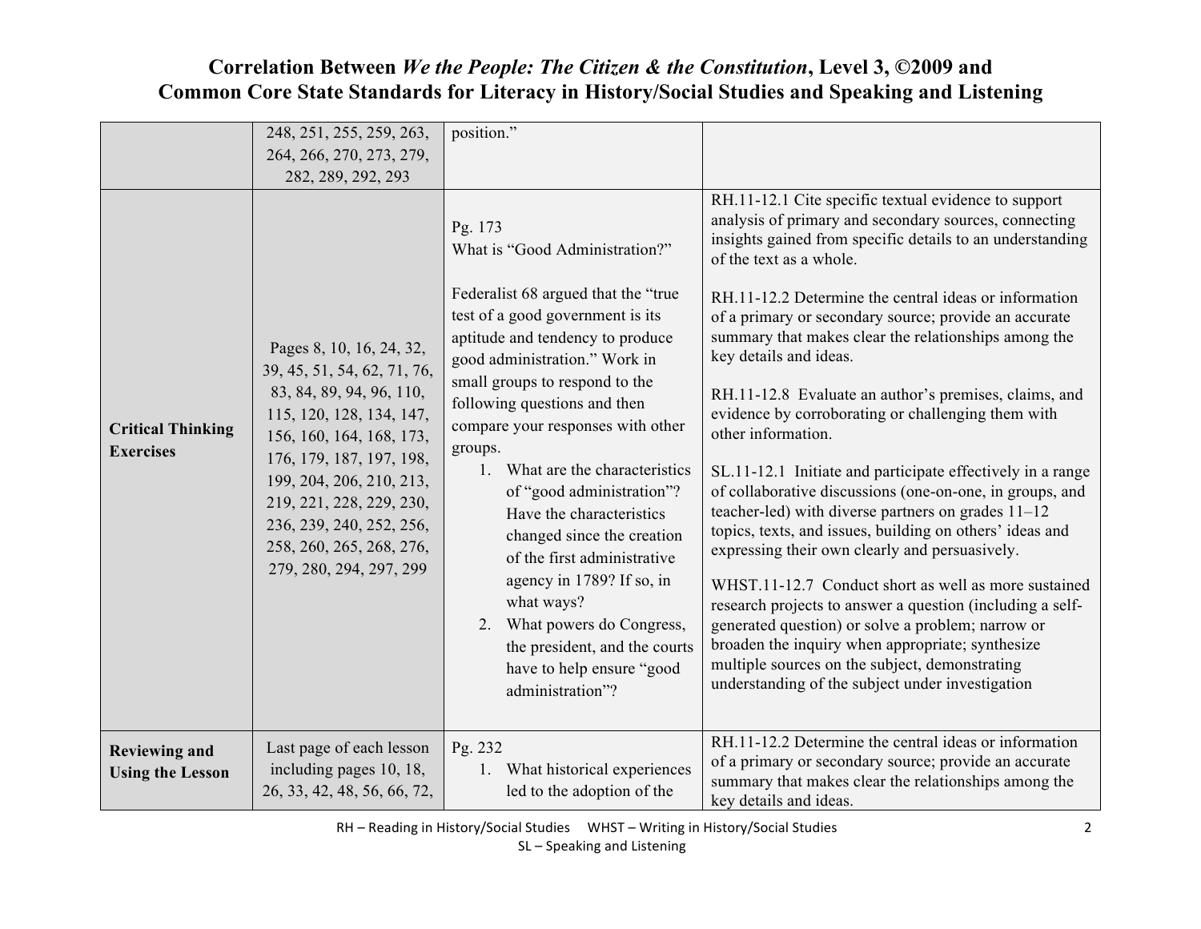# Correlation Between *We the People: The Citizen & the Constitution*, Level 3, ©2009 and Common Core State Standards for Literacy in History/Social Studies and Speaking and Listening

| | | | |
|---|---|---|---|
| | 248, 251, 255, 259, 263, 264, 266, 270, 273, 279, 282, 289, 292, 293 | position." | |
| **Critical Thinking Exercises** | Pages 8, 10, 16, 24, 32, 39, 45, 51, 54, 62, 71, 76, 83, 84, 89, 94, 96, 110, 115, 120, 128, 134, 147, 156, 160, 164, 168, 173, 176, 179, 187, 197, 198, 199, 204, 206, 210, 213, 219, 221, 228, 229, 230, 236, 239, 240, 252, 256, 258, 260, 265, 268, 276, 279, 280, 294, 297, 299 | Pg. 173<br>What is "Good Administration?"<br><br>Federalist 68 argued that the "true test of a good government is its aptitude and tendency to produce good administration." Work in small groups to respond to the following questions and then compare your responses with other groups.<br>1. What are the characteristics of "good administration"? Have the characteristics changed since the creation of the first administrative agency in 1789? If so, in what ways?<br>2. What powers do Congress, the president, and the courts have to help ensure "good administration"? | RH.11-12.1 Cite specific textual evidence to support analysis of primary and secondary sources, connecting insights gained from specific details to an understanding of the text as a whole.<br><br>RH.11-12.2 Determine the central ideas or information of a primary or secondary source; provide an accurate summary that makes clear the relationships among the key details and ideas.<br><br>RH.11-12.8 Evaluate an author's premises, claims, and evidence by corroborating or challenging them with other information.<br><br>SL.11-12.1 Initiate and participate effectively in a range of collaborative discussions (one-on-one, in groups, and teacher-led) with diverse partners on grades 11–12 topics, texts, and issues, building on others' ideas and expressing their own clearly and persuasively.<br><br>WHST.11-12.7 Conduct short as well as more sustained research projects to answer a question (including a self-generated question) or solve a problem; narrow or broaden the inquiry when appropriate; synthesize multiple sources on the subject, demonstrating understanding of the subject under investigation |
| **Reviewing and Using the Lesson** | Last page of each lesson including pages 10, 18, 26, 33, 42, 48, 56, 66, 72, | Pg. 232<br>1. What historical experiences led to the adoption of the | RH.11-12.2 Determine the central ideas or information of a primary or secondary source; provide an accurate summary that makes clear the relationships among the key details and ideas. |

RH – Reading in History/Social Studies WHST – Writing in History/Social Studies
SL – Speaking and Listening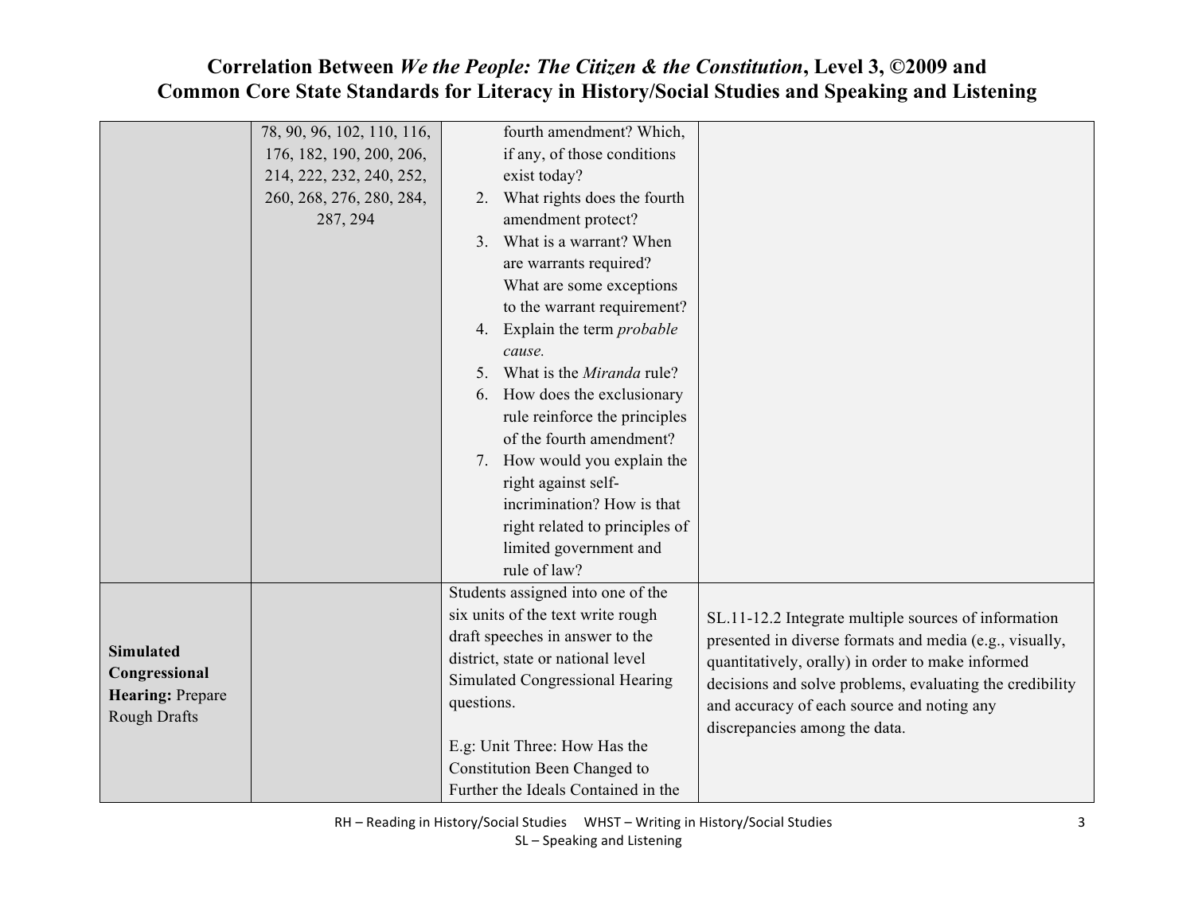# Correlation Between *We the People: The Citizen & the Constitution*, Level 3, ©2009 and Common Core State Standards for Literacy in History/Social Studies and Speaking and Listening

| | | | |
|---|---|---|---|
| | 78, 90, 96, 102, 110, 116, 176, 182, 190, 200, 206, 214, 222, 232, 240, 252, 260, 268, 276, 280, 284, 287, 294 | fourth amendment? Which, if any, of those conditions exist today?<br>2. What rights does the fourth amendment protect?<br>3. What is a warrant? When are warrants required? What are some exceptions to the warrant requirement?<br>4. Explain the term *probable cause.*<br>5. What is the *Miranda* rule?<br>6. How does the exclusionary rule reinforce the principles of the fourth amendment?<br>7. How would you explain the right against self-incrimination? How is that right related to principles of limited government and rule of law? | |
| **Simulated Congressional Hearing:** Prepare Rough Drafts | | Students assigned into one of the six units of the text write rough draft speeches in answer to the district, state or national level Simulated Congressional Hearing questions.<br><br>E.g: Unit Three: How Has the Constitution Been Changed to Further the Ideals Contained in the | SL.11-12.2 Integrate multiple sources of information presented in diverse formats and media (e.g., visually, quantitatively, orally) in order to make informed decisions and solve problems, evaluating the credibility and accuracy of each source and noting any discrepancies among the data. |

RH – Reading in History/Social Studies WHST – Writing in History/Social Studies
SL – Speaking and Listening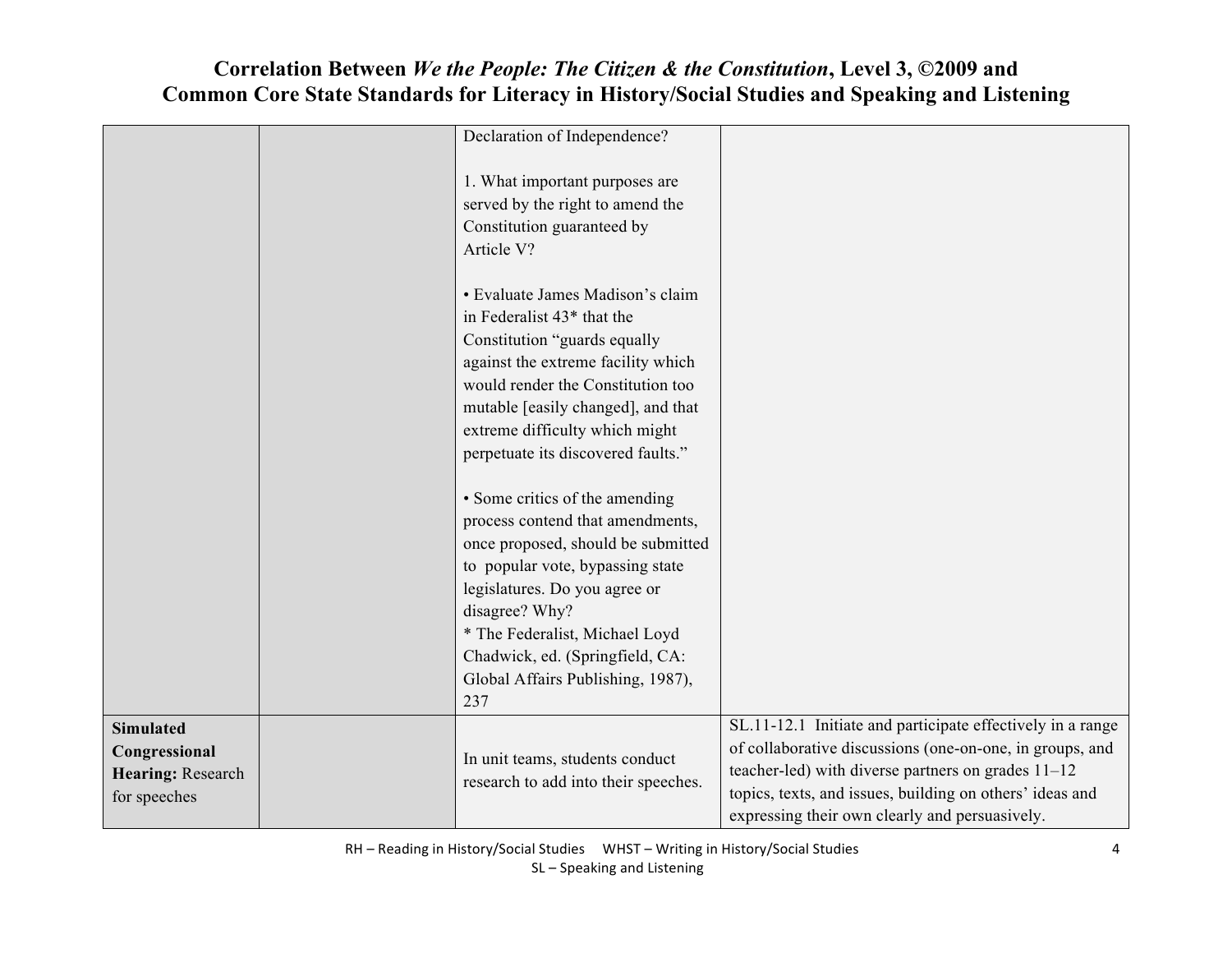# Correlation Between *We the People: The Citizen & the Constitution*, Level 3, ©2009 and Common Core State Standards for Literacy in History/Social Studies and Speaking and Listening

| | | | |
|---|---|---|---|
| | | Declaration of Independence?<br><br>1. What important purposes are served by the right to amend the Constitution guaranteed by Article V?<br><br>• Evaluate James Madison's claim in Federalist 43* that the Constitution "guards equally against the extreme facility which would render the Constitution too mutable [easily changed], and that extreme difficulty which might perpetuate its discovered faults."<br><br>• Some critics of the amending process contend that amendments, once proposed, should be submitted to popular vote, bypassing state legislatures. Do you agree or disagree? Why?<br>* The Federalist, Michael Loyd Chadwick, ed. (Springfield, CA: Global Affairs Publishing, 1987), 237 | |
| **Simulated Congressional Hearing:** Research for speeches | | In unit teams, students conduct research to add into their speeches. | SL.11-12.1 Initiate and participate effectively in a range of collaborative discussions (one-on-one, in groups, and teacher-led) with diverse partners on grades 11–12 topics, texts, and issues, building on others' ideas and expressing their own clearly and persuasively. |

RH – Reading in History/Social Studies WHST – Writing in History/Social Studies
SL – Speaking and Listening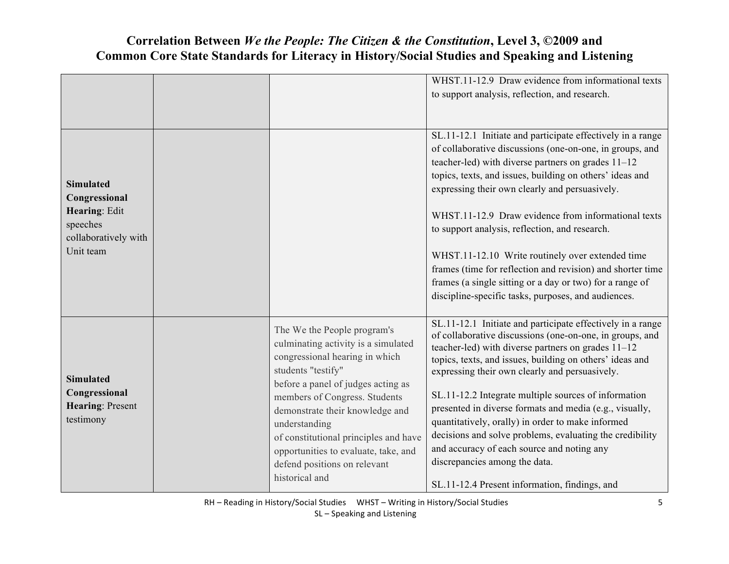# Correlation Between *We the People: The Citizen & the Constitution*, Level 3, ©2009 and Common Core State Standards for Literacy in History/Social Studies and Speaking and Listening

| | | | |
|---|---|---|---|
| | | | WHST.11-12.9 Draw evidence from informational texts to support analysis, reflection, and research. |
| **Simulated Congressional Hearing**: Edit speeches collaboratively with Unit team | | | SL.11-12.1 Initiate and participate effectively in a range of collaborative discussions (one-on-one, in groups, and teacher-led) with diverse partners on grades 11–12 topics, texts, and issues, building on others' ideas and expressing their own clearly and persuasively.<br><br>WHST.11-12.9 Draw evidence from informational texts to support analysis, reflection, and research.<br><br>WHST.11-12.10 Write routinely over extended time frames (time for reflection and revision) and shorter time frames (a single sitting or a day or two) for a range of discipline-specific tasks, purposes, and audiences. |
| **Simulated Congressional Hearing**: Present testimony | | The We the People program's culminating activity is a simulated congressional hearing in which students "testify" before a panel of judges acting as members of Congress. Students demonstrate their knowledge and understanding of constitutional principles and have opportunities to evaluate, take, and defend positions on relevant historical and | SL.11-12.1 Initiate and participate effectively in a range of collaborative discussions (one-on-one, in groups, and teacher-led) with diverse partners on grades 11–12 topics, texts, and issues, building on others' ideas and expressing their own clearly and persuasively.<br><br>SL.11-12.2 Integrate multiple sources of information presented in diverse formats and media (e.g., visually, quantitatively, orally) in order to make informed decisions and solve problems, evaluating the credibility and accuracy of each source and noting any discrepancies among the data.<br><br>SL.11-12.4 Present information, findings, and |

RH – Reading in History/Social Studies WHST – Writing in History/Social Studies
SL – Speaking and Listening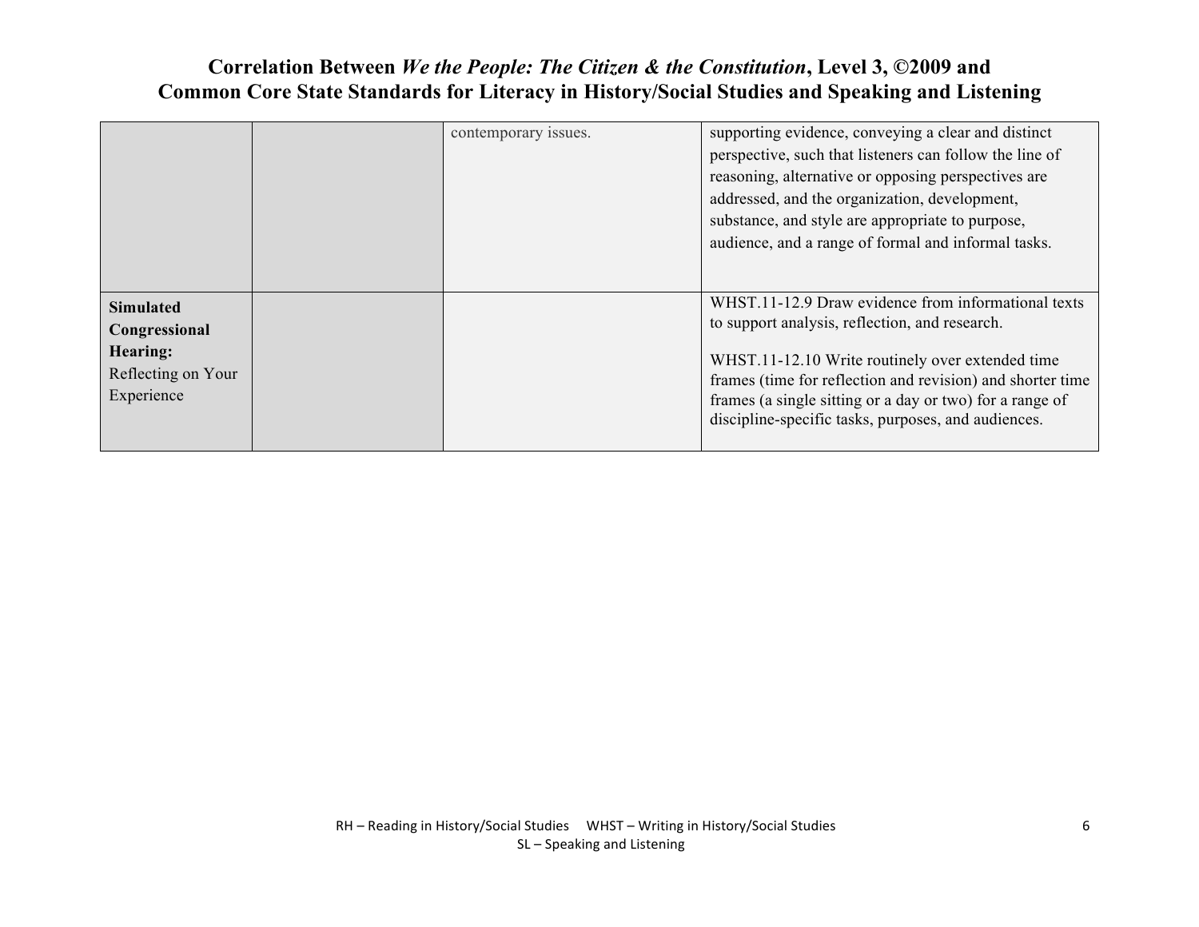# Correlation Between *We the People: The Citizen & the Constitution*, Level 3, ©2009 and Common Core State Standards for Literacy in History/Social Studies and Speaking and Listening

| | | | |
|---|---|---|---|
| | | contemporary issues. | supporting evidence, conveying a clear and distinct perspective, such that listeners can follow the line of reasoning, alternative or opposing perspectives are addressed, and the organization, development, substance, and style are appropriate to purpose, audience, and a range of formal and informal tasks. |
| **Simulated Congressional Hearing:** Reflecting on Your Experience | | | WHST.11-12.9 Draw evidence from informational texts to support analysis, reflection, and research.<br><br>WHST.11-12.10 Write routinely over extended time frames (time for reflection and revision) and shorter time frames (a single sitting or a day or two) for a range of discipline-specific tasks, purposes, and audiences. |

RH – Reading in History/Social Studies WHST – Writing in History/Social Studies
SL – Speaking and Listening